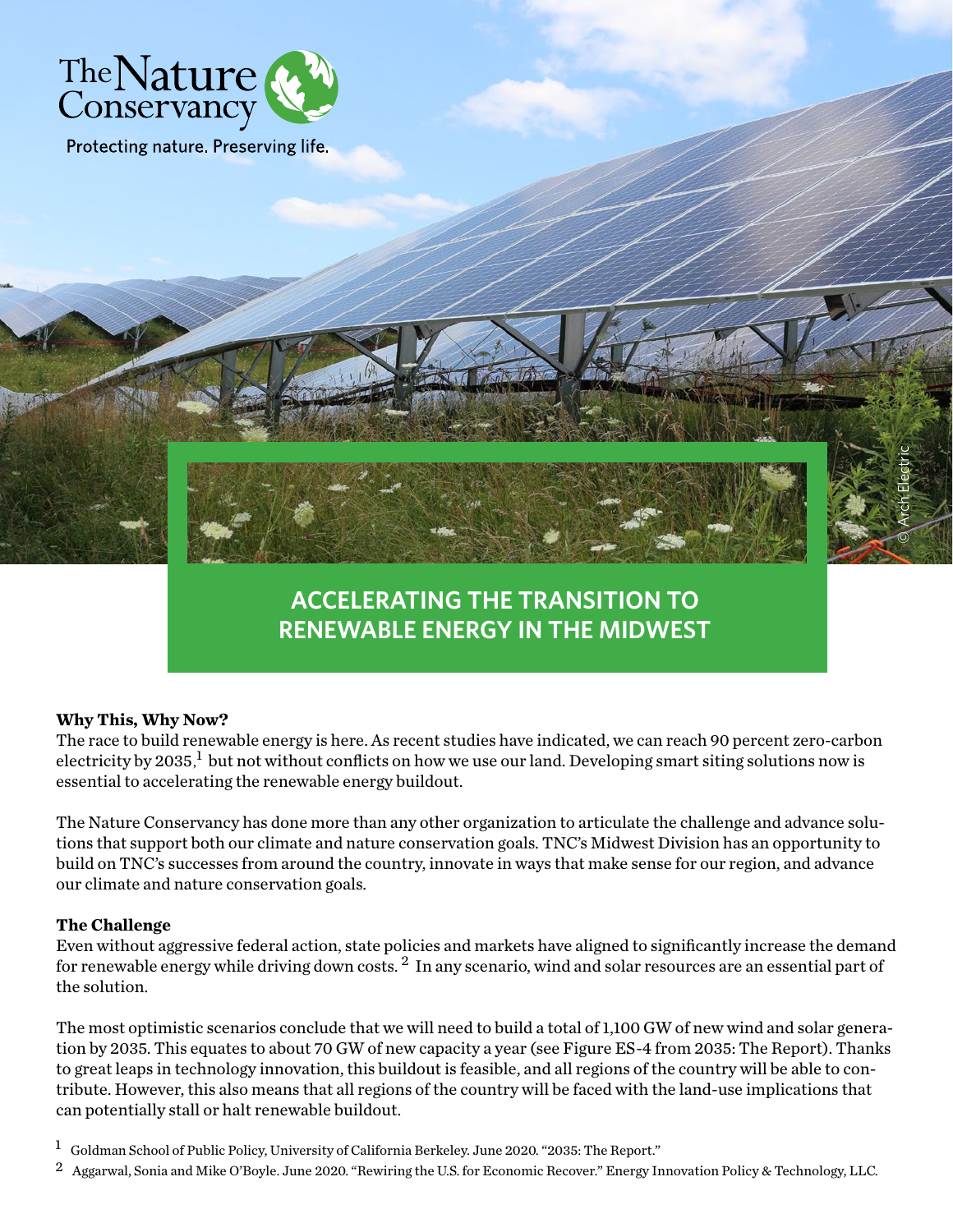The Nature Conservancy

Protecting nature. Preserving life.

© Arch Electric

# ACCELERATING THE TRANSITION TO RENEWABLE ENERGY IN THE MIDWEST

**Why This, Why Now?**

The race to build renewable energy is here. As recent studies have indicated, we can reach 90 percent zero-carbon electricity by 2035,[1] but not without conflicts on how we use our land. Developing smart siting solutions now is essential to accelerating the renewable energy buildout.

The Nature Conservancy has done more than any other organization to articulate the challenge and advance solutions that support both our climate and nature conservation goals. TNC's Midwest Division has an opportunity to build on TNC's successes from around the country, innovate in ways that make sense for our region, and advance our climate and nature conservation goals.

**The Challenge**

Even without aggressive federal action, state policies and markets have aligned to significantly increase the demand for renewable energy while driving down costs. [2] In any scenario, wind and solar resources are an essential part of the solution.

The most optimistic scenarios conclude that we will need to build a total of 1,100 GW of new wind and solar generation by 2035. This equates to about 70 GW of new capacity a year (see Figure ES-4 from 2035: The Report). Thanks to great leaps in technology innovation, this buildout is feasible, and all regions of the country will be able to contribute. However, this also means that all regions of the country will be faced with the land-use implications that can potentially stall or halt renewable buildout.

[1] Goldman School of Public Policy, University of California Berkeley. June 2020. "2035: The Report."

[2] Aggarwal, Sonia and Mike O'Boyle. June 2020. "Rewiring the U.S. for Economic Recover." Energy Innovation Policy & Technology, LLC.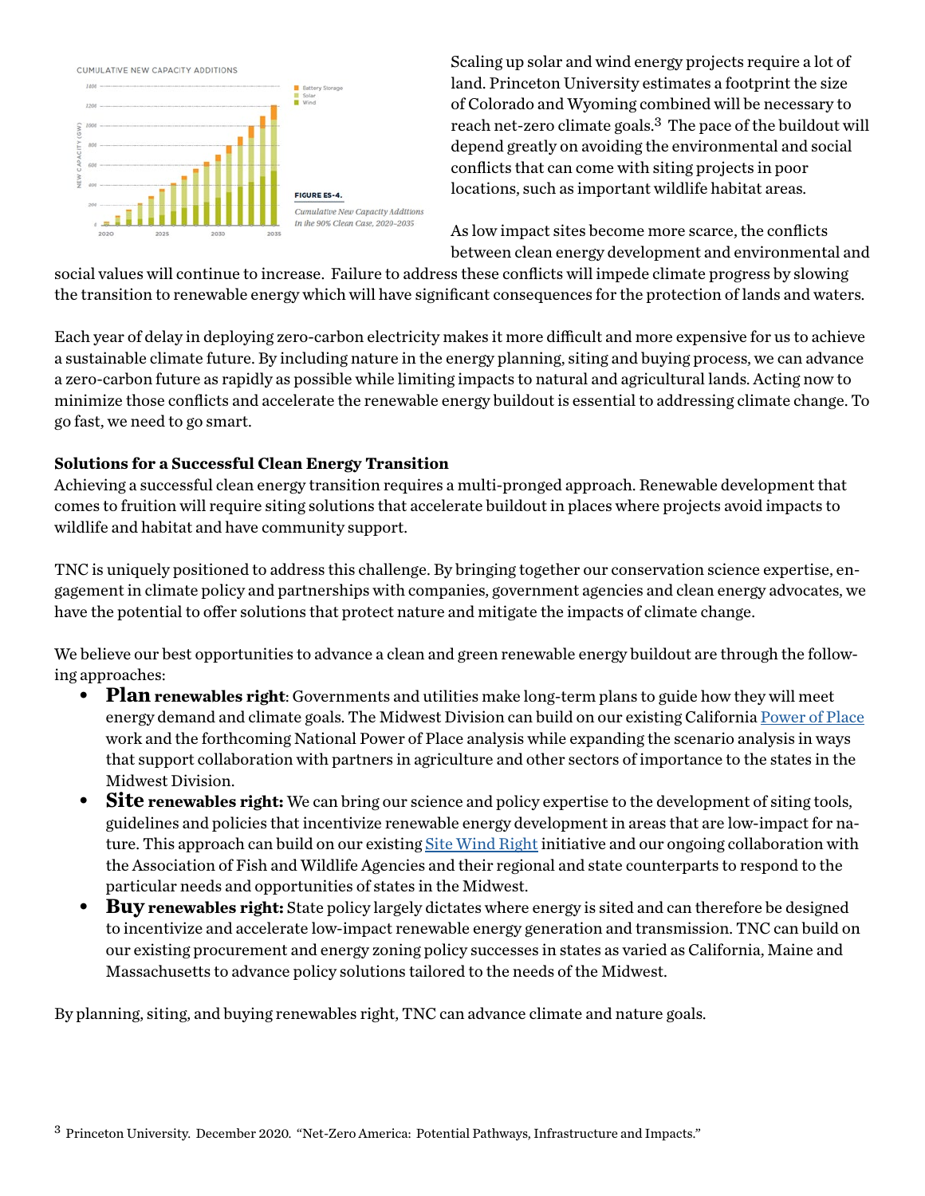CUMULATIVE NEW CAPACITY ADDITIONS

NEW CAPACITY (GW)

1400
1200
1000
800
600
400
200
0

2020
2025
2030
2035

Battery Storage
Solar
Wind

**FIGURE ES-4.**

*Cumulative New Capacity Additions in the 90% Clean Case, 2020–2035*

Scaling up solar and wind energy projects require a lot of land. Princeton University estimates a footprint the size of Colorado and Wyoming combined will be necessary to reach net-zero climate goals.[3] The pace of the buildout will depend greatly on avoiding the environmental and social conflicts that can come with siting projects in poor locations, such as important wildlife habitat areas.

As low impact sites become more scarce, the conflicts between clean energy development and environmental and social values will continue to increase. Failure to address these conflicts will impede climate progress by slowing the transition to renewable energy which will have significant consequences for the protection of lands and waters.

Each year of delay in deploying zero-carbon electricity makes it more difficult and more expensive for us to achieve a sustainable climate future. By including nature in the energy planning, siting and buying process, we can advance a zero-carbon future as rapidly as possible while limiting impacts to natural and agricultural lands. Acting now to minimize those conflicts and accelerate the renewable energy buildout is essential to addressing climate change. To go fast, we need to go smart.

**Solutions for a Successful Clean Energy Transition**

Achieving a successful clean energy transition requires a multi-pronged approach. Renewable development that comes to fruition will require siting solutions that accelerate buildout in places where projects avoid impacts to wildlife and habitat and have community support.

TNC is uniquely positioned to address this challenge. By bringing together our conservation science expertise, engagement in climate policy and partnerships with companies, government agencies and clean energy advocates, we have the potential to offer solutions that protect nature and mitigate the impacts of climate change.

We believe our best opportunities to advance a clean and green renewable energy buildout are through the following approaches:

- **Plan renewables right**: Governments and utilities make long-term plans to guide how they will meet energy demand and climate goals. The Midwest Division can build on our existing California Power of Place work and the forthcoming National Power of Place analysis while expanding the scenario analysis in ways that support collaboration with partners in agriculture and other sectors of importance to the states in the Midwest Division.
- **Site renewables right:** We can bring our science and policy expertise to the development of siting tools, guidelines and policies that incentivize renewable energy development in areas that are low-impact for nature. This approach can build on our existing Site Wind Right initiative and our ongoing collaboration with the Association of Fish and Wildlife Agencies and their regional and state counterparts to respond to the particular needs and opportunities of states in the Midwest.
- **Buy renewables right:** State policy largely dictates where energy is sited and can therefore be designed to incentivize and accelerate low-impact renewable energy generation and transmission. TNC can build on our existing procurement and energy zoning policy successes in states as varied as California, Maine and Massachusetts to advance policy solutions tailored to the needs of the Midwest.

By planning, siting, and buying renewables right, TNC can advance climate and nature goals.

[3] Princeton University. December 2020. "Net-Zero America: Potential Pathways, Infrastructure and Impacts."